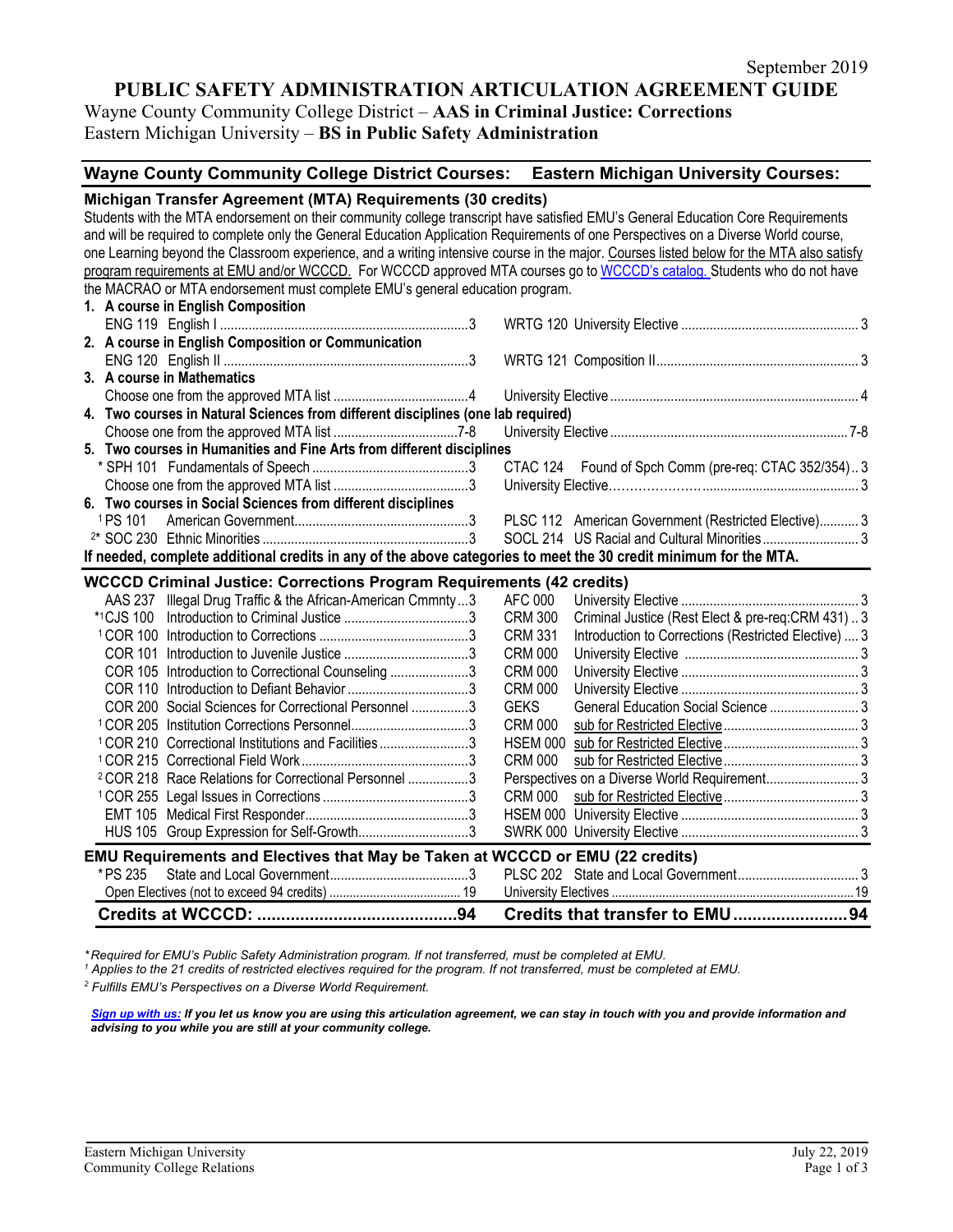September 2019

# PUBLIC SAFETY ADMINISTRATION ARTICULATION AGREEMENT GUIDE

Wayne County Community College District – **AAS in Criminal Justice: Corrections**
Eastern Michigan University – **BS in Public Safety Administration**

| Wayne County Community College District Courses: | | Eastern Michigan University Courses: | |
|---|---|---|---|
| **Michigan Transfer Agreement (MTA) Requirements (30 credits)** | | | |
| Students with the MTA endorsement on their community college transcript have satisfied EMU's General Education Core Requirements and will be required to complete only the General Education Application Requirements of one Perspectives on a Diverse World course, one Learning beyond the Classroom experience, and a writing intensive course in the major. Courses listed below for the MTA also satisfy program requirements at EMU and/or WCCCD. For WCCCD approved MTA courses go to WCCCD's catalog. Students who do not have the MACRAO or MTA endorsement must complete EMU's general education program. | | | |
| **1. A course in English Composition** | | | |
| ENG 119 English I | 3 | WRTG 120 University Elective | 3 |
| **2. A course in English Composition or Communication** | | | |
| ENG 120 English II | 3 | WRTG 121 Composition II | 3 |
| **3. A course in Mathematics** | | | |
| Choose one from the approved MTA list | 4 | University Elective | 4 |
| **4. Two courses in Natural Sciences from different disciplines (one lab required)** | | | |
| Choose one from the approved MTA list | 7-8 | University Elective | 7-8 |
| **5. Two courses in Humanities and Fine Arts from different disciplines** | | | |
| * SPH 101 Fundamentals of Speech | 3 | CTAC 124 Found of Spch Comm (pre-req: CTAC 352/354) | 3 |
| Choose one from the approved MTA list | 3 | University Elective | 3 |
| **6. Two courses in Social Sciences from different disciplines** | | | |
| [1] PS 101 American Government | 3 | PLSC 112 American Government (Restricted Elective) | 3 |
| [2]* SOC 230 Ethnic Minorities | 3 | SOCL 214 US Racial and Cultural Minorities | 3 |
| **If needed, complete additional credits in any of the above categories to meet the 30 credit minimum for the MTA.** | | | |
| **WCCCD Criminal Justice: Corrections Program Requirements (42 credits)** | | | |
| AAS 237 Illegal Drug Traffic & the African-American Cmmnty | 3 | AFC 000 University Elective | 3 |
| *[1]CJS 100 Introduction to Criminal Justice | 3 | CRM 300 Criminal Justice (Rest Elect & pre-req:CRM 431) | 3 |
| [1] COR 100 Introduction to Corrections | 3 | CRM 331 Introduction to Corrections (Restricted Elective) | 3 |
| COR 101 Introduction to Juvenile Justice | 3 | CRM 000 University Elective | 3 |
| COR 105 Introduction to Correctional Counseling | 3 | CRM 000 University Elective | 3 |
| COR 110 Introduction to Defiant Behavior | 3 | CRM 000 University Elective | 3 |
| COR 200 Social Sciences for Correctional Personnel | 3 | GEKS General Education Social Science | 3 |
| [1] COR 205 Institution Corrections Personnel | 3 | CRM 000 sub for Restricted Elective | 3 |
| [1] COR 210 Correctional Institutions and Facilities | 3 | HSEM 000 sub for Restricted Elective | 3 |
| [1] COR 215 Correctional Field Work | 3 | CRM 000 sub for Restricted Elective | 3 |
| [2] COR 218 Race Relations for Correctional Personnel | 3 | Perspectives on a Diverse World Requirement | 3 |
| [1] COR 255 Legal Issues in Corrections | 3 | CRM 000 sub for Restricted Elective | 3 |
| EMT 105 Medical First Responder | 3 | HSEM 000 University Elective | 3 |
| HUS 105 Group Expression for Self-Growth | 3 | SWRK 000 University Elective | 3 |
| **EMU Requirements and Electives that May be Taken at WCCCD or EMU (22 credits)** | | | |
| * PS 235 State and Local Government | 3 | PLSC 202 State and Local Government | 3 |
| Open Electives (not to exceed 94 credits) | 19 | University Electives | 19 |
| **Credits at WCCCD:** | **94** | **Credits that transfer to EMU** | **94** |

*\* Required for EMU's Public Safety Administration program. If not transferred, must be completed at EMU.*

*[1] Applies to the 21 credits of restricted electives required for the program. If not transferred, must be completed at EMU.*

*[2] Fulfills EMU's Perspectives on a Diverse World Requirement.*

***Sign up with us:** If you let us know you are using this articulation agreement, we can stay in touch with you and provide information and advising to you while you are still at your community college.*

Eastern Michigan University
Community College Relations

July 22, 2019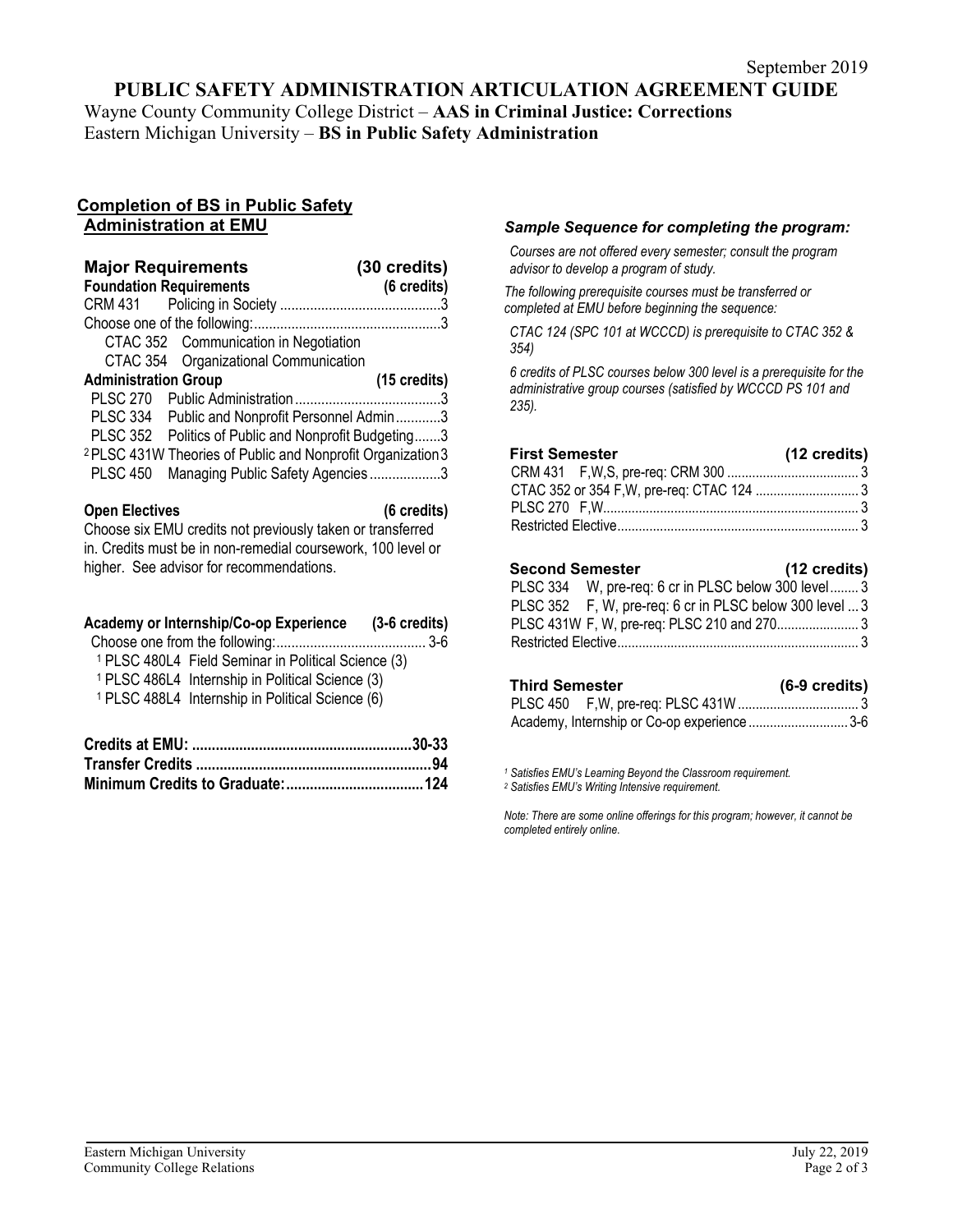September 2019

# PUBLIC SAFETY ADMINISTRATION ARTICULATION AGREEMENT GUIDE

Wayne County Community College District – **AAS in Criminal Justice: Corrections**
Eastern Michigan University – **BS in Public Safety Administration**

## Completion of BS in Public Safety Administration at EMU

| **Major Requirements** | **(30 credits)** |
|---|---|
| **Foundation Requirements** | **(6 credits)** |
| CRM 431 Policing in Society | 3 |
| Choose one of the following: | 3 |
| CTAC 352 Communication in Negotiation | |
| CTAC 354 Organizational Communication | |
| **Administration Group** | **(15 credits)** |
| PLSC 270 Public Administration | 3 |
| PLSC 334 Public and Nonprofit Personnel Admin | 3 |
| PLSC 352 Politics of Public and Nonprofit Budgeting | 3 |
| [2] PLSC 431W Theories of Public and Nonprofit Organization | 3 |
| PLSC 450 Managing Public Safety Agencies | 3 |

**Open Electives** **(6 credits)**

Choose six EMU credits not previously taken or transferred in. Credits must be in non-remedial coursework, 100 level or higher. See advisor for recommendations.

| **Academy or Internship/Co-op Experience** | **(3-6 credits)** |
|---|---|
| Choose one from the following: | 3-6 |
| [1] PLSC 480L4 Field Seminar in Political Science (3) | |
| [1] PLSC 486L4 Internship in Political Science (3) | |
| [1] PLSC 488L4 Internship in Political Science (6) | |

| | |
|---|---|
| **Credits at EMU:** | **30-33** |
| **Transfer Credits** | **94** |
| **Minimum Credits to Graduate:** | **124** |

### *Sample Sequence for completing the program:*

*Courses are not offered every semester; consult the program advisor to develop a program of study.*

*The following prerequisite courses must be transferred or completed at EMU before beginning the sequence:*

*CTAC 124 (SPC 101 at WCCCD) is prerequisite to CTAC 352 & 354)*

*6 credits of PLSC courses below 300 level is a prerequisite for the administrative group courses (satisfied by WCCCD PS 101 and 235).*

| **First Semester** | **(12 credits)** |
|---|---|
| CRM 431 F,W,S, pre-req: CRM 300 | 3 |
| CTAC 352 or 354 F,W, pre-req: CTAC 124 | 3 |
| PLSC 270 F,W | 3 |
| Restricted Elective | 3 |

| **Second Semester** | **(12 credits)** |
|---|---|
| PLSC 334 W, pre-req: 6 cr in PLSC below 300 level | 3 |
| PLSC 352 F, W, pre-req: 6 cr in PLSC below 300 level | 3 |
| PLSC 431W F, W, pre-req: PLSC 210 and 270 | 3 |
| Restricted Elective | 3 |

| **Third Semester** | **(6-9 credits)** |
|---|---|
| PLSC 450 F,W, pre-req: PLSC 431W | 3 |
| Academy, Internship or Co-op experience | 3-6 |

*[1] Satisfies EMU's Learning Beyond the Classroom requirement.*
*[2] Satisfies EMU's Writing Intensive requirement.*

*Note: There are some online offerings for this program; however, it cannot be completed entirely online.*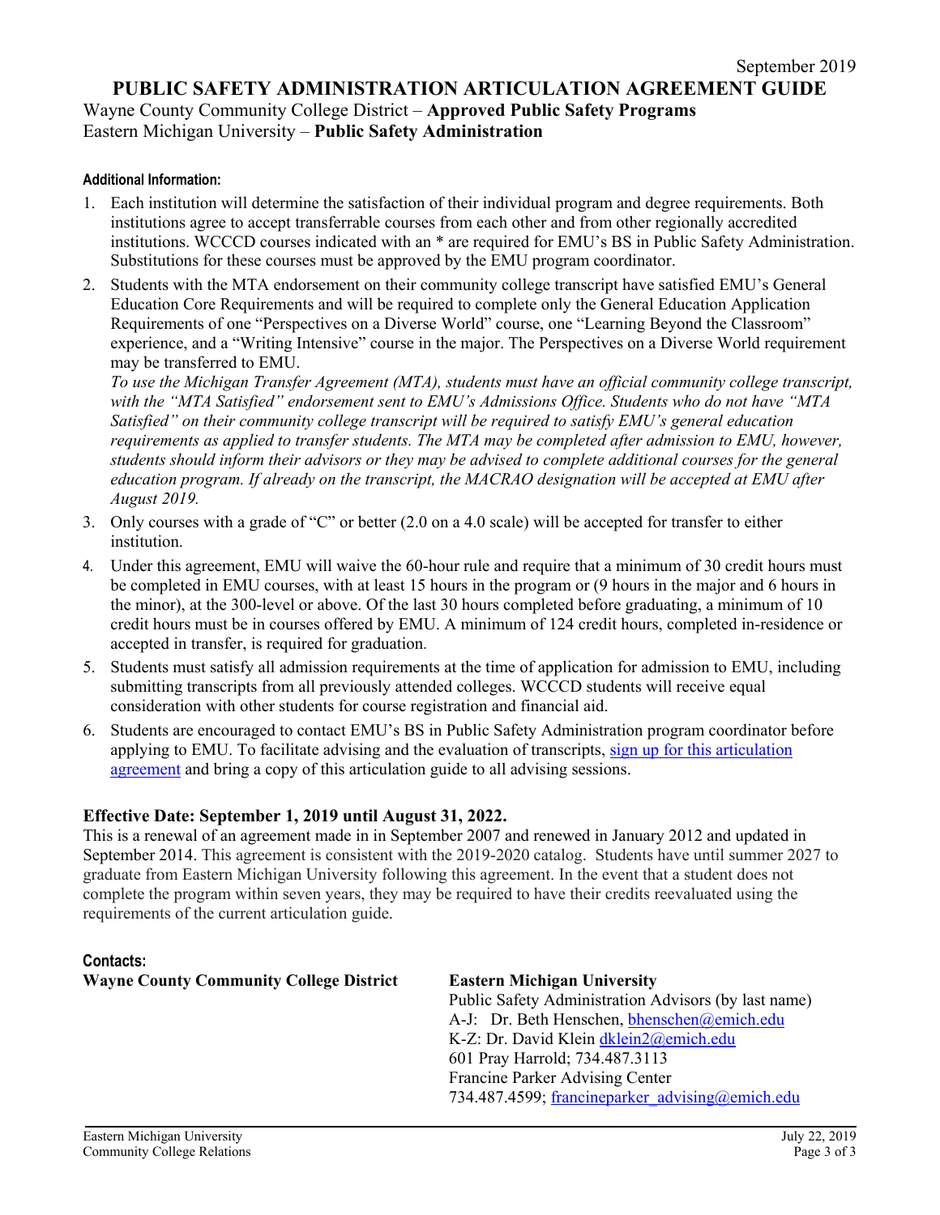September 2019

# PUBLIC SAFETY ADMINISTRATION ARTICULATION AGREEMENT GUIDE

Wayne County Community College District – **Approved Public Safety Programs**
Eastern Michigan University – **Public Safety Administration**

**Additional Information:**

1. Each institution will determine the satisfaction of their individual program and degree requirements. Both institutions agree to accept transferrable courses from each other and from other regionally accredited institutions. WCCCD courses indicated with an * are required for EMU's BS in Public Safety Administration. Substitutions for these courses must be approved by the EMU program coordinator.
2. Students with the MTA endorsement on their community college transcript have satisfied EMU's General Education Core Requirements and will be required to complete only the General Education Application Requirements of one "Perspectives on a Diverse World" course, one "Learning Beyond the Classroom" experience, and a "Writing Intensive" course in the major. The Perspectives on a Diverse World requirement may be transferred to EMU.
*To use the Michigan Transfer Agreement (MTA), students must have an official community college transcript, with the "MTA Satisfied" endorsement sent to EMU's Admissions Office. Students who do not have "MTA Satisfied" on their community college transcript will be required to satisfy EMU's general education requirements as applied to transfer students. The MTA may be completed after admission to EMU, however, students should inform their advisors or they may be advised to complete additional courses for the general education program. If already on the transcript, the MACRAO designation will be accepted at EMU after August 2019.*
3. Only courses with a grade of "C" or better (2.0 on a 4.0 scale) will be accepted for transfer to either institution.
4. Under this agreement, EMU will waive the 60-hour rule and require that a minimum of 30 credit hours must be completed in EMU courses, with at least 15 hours in the program or (9 hours in the major and 6 hours in the minor), at the 300-level or above. Of the last 30 hours completed before graduating, a minimum of 10 credit hours must be in courses offered by EMU. A minimum of 124 credit hours, completed in-residence or accepted in transfer, is required for graduation.
5. Students must satisfy all admission requirements at the time of application for admission to EMU, including submitting transcripts from all previously attended colleges. WCCCD students will receive equal consideration with other students for course registration and financial aid.
6. Students are encouraged to contact EMU's BS in Public Safety Administration program coordinator before applying to EMU. To facilitate advising and the evaluation of transcripts, sign up for this articulation agreement and bring a copy of this articulation guide to all advising sessions.

**Effective Date: September 1, 2019 until August 31, 2022.**

This is a renewal of an agreement made in in September 2007 and renewed in January 2012 and updated in September 2014. This agreement is consistent with the 2019-2020 catalog. Students have until summer 2027 to graduate from Eastern Michigan University following this agreement. In the event that a student does not complete the program within seven years, they may be required to have their credits reevaluated using the requirements of the current articulation guide.

**Contacts:**

**Wayne County Community College District**

**Eastern Michigan University**
Public Safety Administration Advisors (by last name)
A-J: Dr. Beth Henschen, bhenschen@emich.edu
K-Z: Dr. David Klein dklein2@emich.edu
601 Pray Harrold; 734.487.3113
Francine Parker Advising Center
734.487.4599; francineparker_advising@emich.edu

Eastern Michigan University
Community College Relations

July 22, 2019